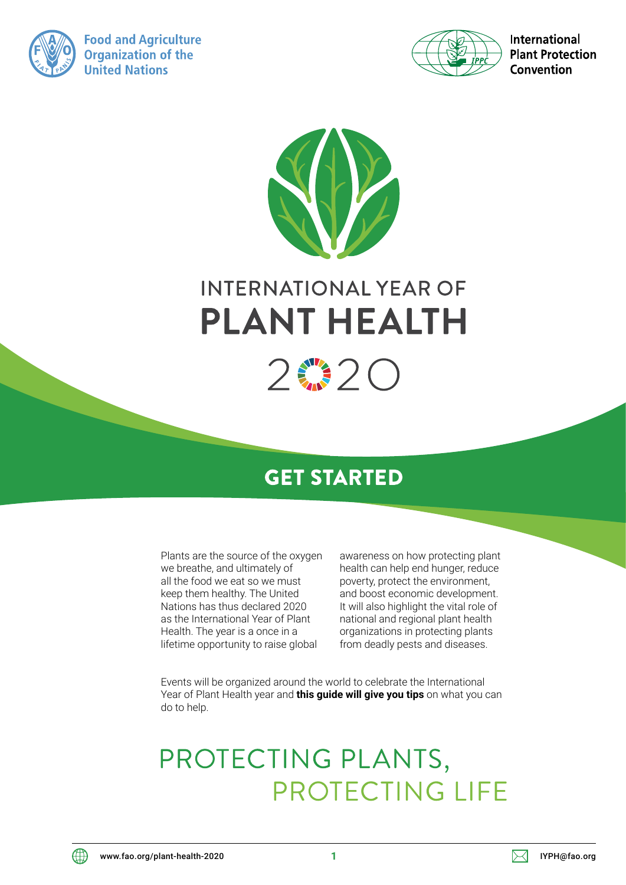Food and Agriculture Organization of the United Nations

International Plant Protection Convention

# INTERNATIONAL YEAR OF PLANT HEALTH 2020

## GET STARTED

Plants are the source of the oxygen we breathe, and ultimately of all the food we eat so we must keep them healthy. The United Nations has thus declared 2020 as the International Year of Plant Health. The year is a once in a lifetime opportunity to raise global awareness on how protecting plant health can help end hunger, reduce poverty, protect the environment, and boost economic development. It will also highlight the vital role of national and regional plant health organizations in protecting plants from deadly pests and diseases.

Events will be organized around the world to celebrate the International Year of Plant Health year and **this guide will give you tips** on what you can do to help.

## PROTECTING PLANTS, PROTECTING LIFE

www.fao.org/plant-health-2020

IYPH@fao.org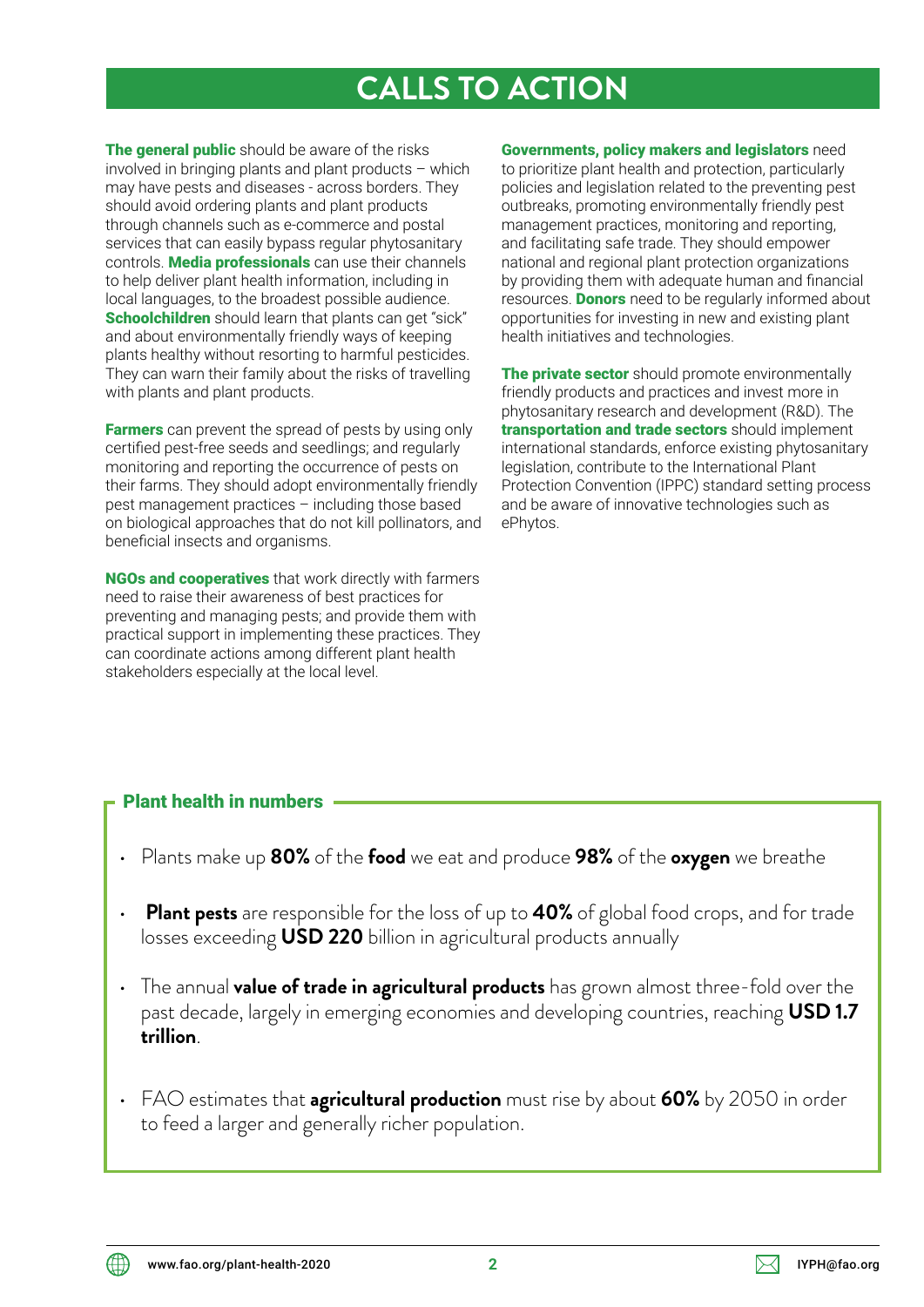# CALLS TO ACTION

**The general public** should be aware of the risks involved in bringing plants and plant products – which may have pests and diseases - across borders. They should avoid ordering plants and plant products through channels such as e-commerce and postal services that can easily bypass regular phytosanitary controls. **Media professionals** can use their channels to help deliver plant health information, including in local languages, to the broadest possible audience. **Schoolchildren** should learn that plants can get "sick" and about environmentally friendly ways of keeping plants healthy without resorting to harmful pesticides. They can warn their family about the risks of travelling with plants and plant products.

**Farmers** can prevent the spread of pests by using only certified pest-free seeds and seedlings; and regularly monitoring and reporting the occurrence of pests on their farms. They should adopt environmentally friendly pest management practices – including those based on biological approaches that do not kill pollinators, and beneficial insects and organisms.

**NGOs and cooperatives** that work directly with farmers need to raise their awareness of best practices for preventing and managing pests; and provide them with practical support in implementing these practices. They can coordinate actions among different plant health stakeholders especially at the local level.

**Governments, policy makers and legislators** need to prioritize plant health and protection, particularly policies and legislation related to the preventing pest outbreaks, promoting environmentally friendly pest management practices, monitoring and reporting, and facilitating safe trade. They should empower national and regional plant protection organizations by providing them with adequate human and financial resources. **Donors** need to be regularly informed about opportunities for investing in new and existing plant health initiatives and technologies.

**The private sector** should promote environmentally friendly products and practices and invest more in phytosanitary research and development (R&D). The **transportation and trade sectors** should implement international standards, enforce existing phytosanitary legislation, contribute to the International Plant Protection Convention (IPPC) standard setting process and be aware of innovative technologies such as ePhytos.

## Plant health in numbers

- Plants make up **80%** of the **food** we eat and produce **98%** of the **oxygen** we breathe
- **Plant pests** are responsible for the loss of up to **40%** of global food crops, and for trade losses exceeding **USD 220** billion in agricultural products annually
- The annual **value of trade in agricultural products** has grown almost three-fold over the past decade, largely in emerging economies and developing countries, reaching **USD 1.7 trillion**.
- FAO estimates that **agricultural production** must rise by about **60%** by 2050 in order to feed a larger and generally richer population.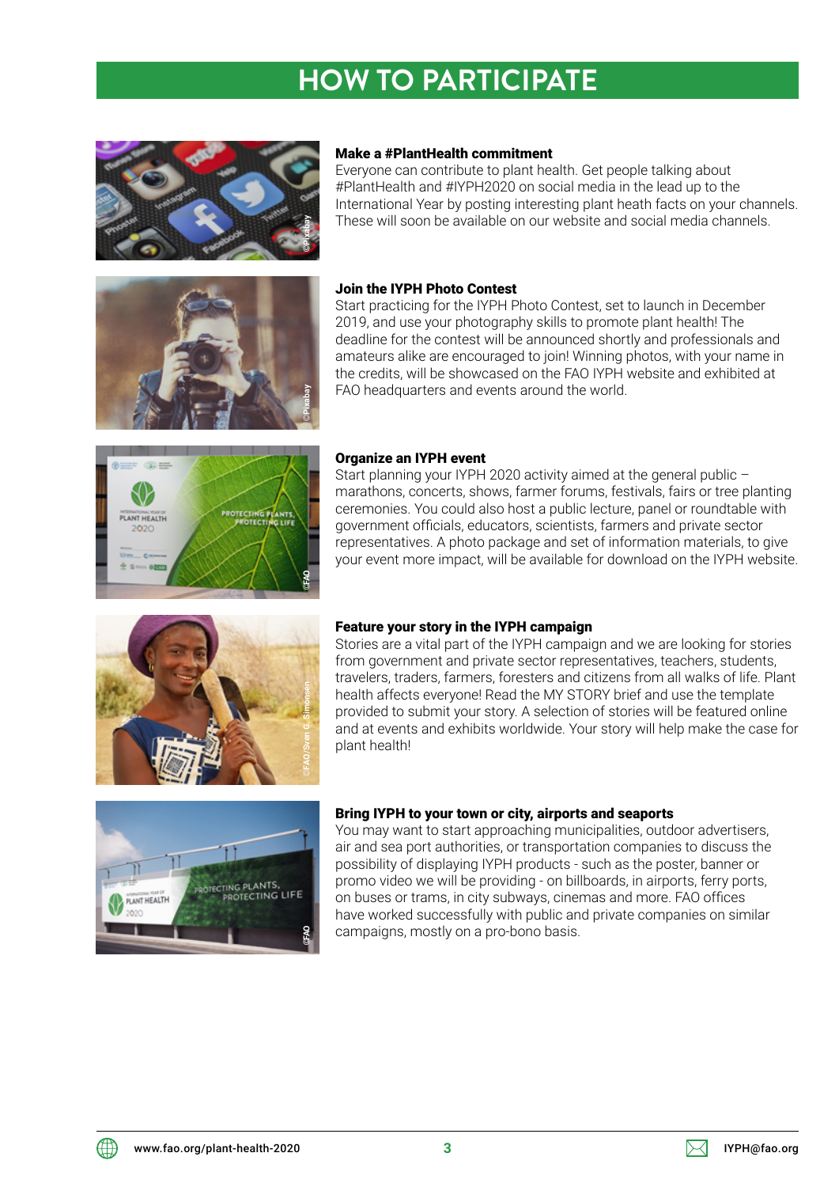# HOW TO PARTICIPATE

### Make a #PlantHealth commitment

Everyone can contribute to plant health. Get people talking about #PlantHealth and #IYPH2020 on social media in the lead up to the International Year by posting interesting plant heath facts on your channels. These will soon be available on our website and social media channels.

### Join the IYPH Photo Contest

Start practicing for the IYPH Photo Contest, set to launch in December 2019, and use your photography skills to promote plant health! The deadline for the contest will be announced shortly and professionals and amateurs alike are encouraged to join! Winning photos, with your name in the credits, will be showcased on the FAO IYPH website and exhibited at FAO headquarters and events around the world.

### Organize an IYPH event

Start planning your IYPH 2020 activity aimed at the general public – marathons, concerts, shows, farmer forums, festivals, fairs or tree planting ceremonies. You could also host a public lecture, panel or roundtable with government officials, educators, scientists, farmers and private sector representatives. A photo package and set of information materials, to give your event more impact, will be available for download on the IYPH website.

### Feature your story in the IYPH campaign

Stories are a vital part of the IYPH campaign and we are looking for stories from government and private sector representatives, teachers, students, travelers, traders, farmers, foresters and citizens from all walks of life. Plant health affects everyone! Read the MY STORY brief and use the template provided to submit your story. A selection of stories will be featured online and at events and exhibits worldwide. Your story will help make the case for plant health!

### Bring IYPH to your town or city, airports and seaports

You may want to start approaching municipalities, outdoor advertisers, air and sea port authorities, or transportation companies to discuss the possibility of displaying IYPH products - such as the poster, banner or promo video we will be providing - on billboards, in airports, ferry ports, on buses or trams, in city subways, cinemas and more. FAO offices have worked successfully with public and private companies on similar campaigns, mostly on a pro-bono basis.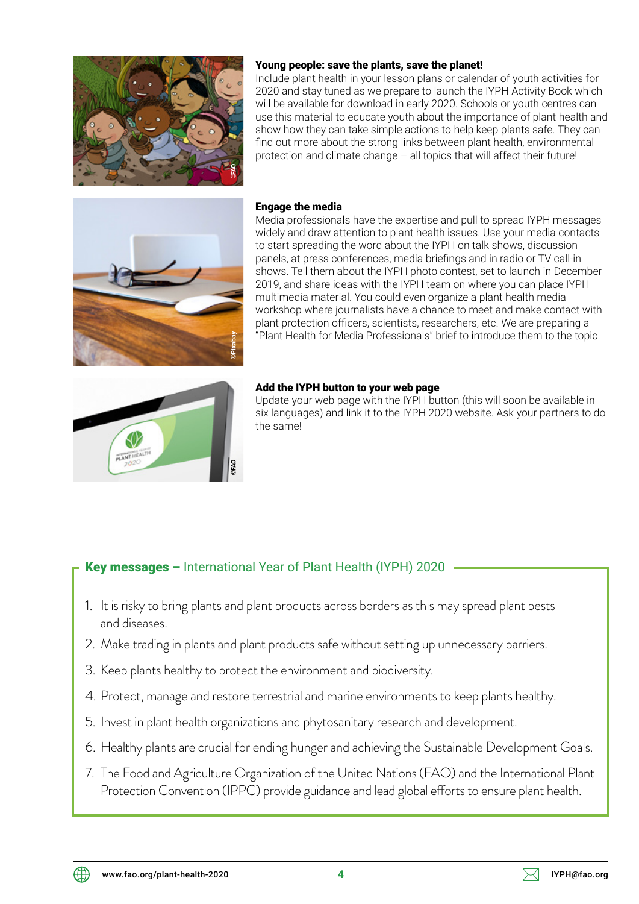### Young people: save the plants, save the planet!

Include plant health in your lesson plans or calendar of youth activities for 2020 and stay tuned as we prepare to launch the IYPH Activity Book which will be available for download in early 2020. Schools or youth centres can use this material to educate youth about the importance of plant health and show how they can take simple actions to help keep plants safe. They can find out more about the strong links between plant health, environmental protection and climate change – all topics that will affect their future!

### Engage the media

Media professionals have the expertise and pull to spread IYPH messages widely and draw attention to plant health issues. Use your media contacts to start spreading the word about the IYPH on talk shows, discussion panels, at press conferences, media briefings and in radio or TV call-in shows. Tell them about the IYPH photo contest, set to launch in December 2019, and share ideas with the IYPH team on where you can place IYPH multimedia material. You could even organize a plant health media workshop where journalists have a chance to meet and make contact with plant protection officers, scientists, researchers, etc. We are preparing a "Plant Health for Media Professionals" brief to introduce them to the topic.

### Add the IYPH button to your web page

Update your web page with the IYPH button (this will soon be available in six languages) and link it to the IYPH 2020 website. Ask your partners to do the same!

## Key messages – International Year of Plant Health (IYPH) 2020

1. It is risky to bring plants and plant products across borders as this may spread plant pests and diseases.
2. Make trading in plants and plant products safe without setting up unnecessary barriers.
3. Keep plants healthy to protect the environment and biodiversity.
4. Protect, manage and restore terrestrial and marine environments to keep plants healthy.
5. Invest in plant health organizations and phytosanitary research and development.
6. Healthy plants are crucial for ending hunger and achieving the Sustainable Development Goals.
7. The Food and Agriculture Organization of the United Nations (FAO) and the International Plant Protection Convention (IPPC) provide guidance and lead global efforts to ensure plant health.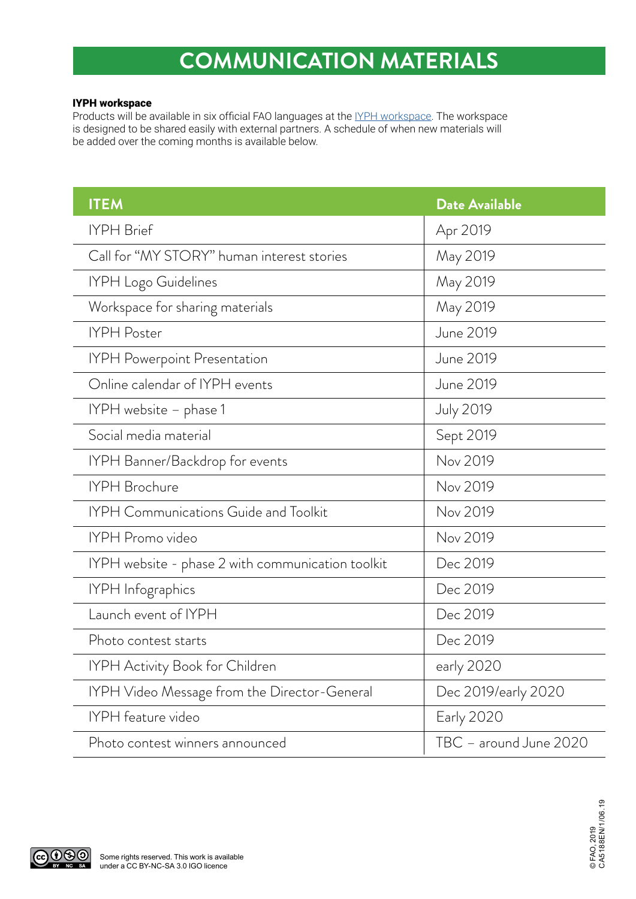# COMMUNICATION MATERIALS

**IYPH workspace**

Products will be available in six official FAO languages at the IYPH workspace. The workspace is designed to be shared easily with external partners. A schedule of when new materials will be added over the coming months is available below.

| ITEM | Date Available |
| --- | --- |
| IYPH Brief | Apr 2019 |
| Call for "MY STORY" human interest stories | May 2019 |
| IYPH Logo Guidelines | May 2019 |
| Workspace for sharing materials | May 2019 |
| IYPH Poster | June 2019 |
| IYPH Powerpoint Presentation | June 2019 |
| Online calendar of IYPH events | June 2019 |
| IYPH website – phase 1 | July 2019 |
| Social media material | Sept 2019 |
| IYPH Banner/Backdrop for events | Nov 2019 |
| IYPH Brochure | Nov 2019 |
| IYPH Communications Guide and Toolkit | Nov 2019 |
| IYPH Promo video | Nov 2019 |
| IYPH website - phase 2 with communication toolkit | Dec 2019 |
| IYPH Infographics | Dec 2019 |
| Launch event of IYPH | Dec 2019 |
| Photo contest starts | Dec 2019 |
| IYPH Activity Book for Children | early 2020 |
| IYPH Video Message from the Director-General | Dec 2019/early 2020 |
| IYPH feature video | Early 2020 |
| Photo contest winners announced | TBC – around June 2020 |

Some rights reserved. This work is available under a CC BY-NC-SA 3.0 IGO licence

© FAO, 2019
CA5188EN/1/06.19